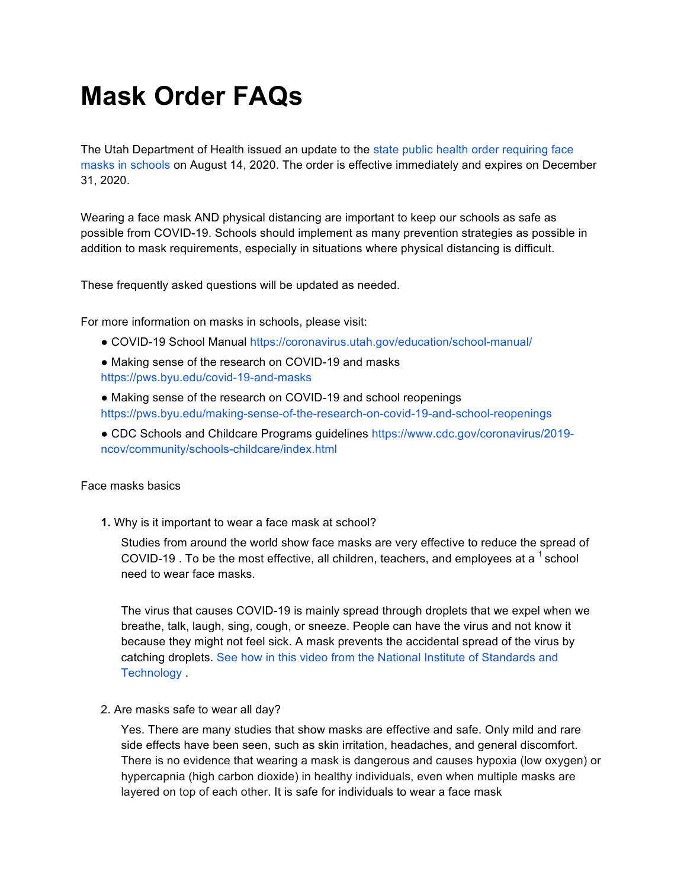# Mask Order FAQs

The Utah Department of Health issued an update to the state public health order requiring face masks in schools on August 14, 2020. The order is effective immediately and expires on December 31, 2020.

Wearing a face mask AND physical distancing are important to keep our schools as safe as possible from COVID-19. Schools should implement as many prevention strategies as possible in addition to mask requirements, especially in situations where physical distancing is difficult.

These frequently asked questions will be updated as needed.

For more information on masks in schools, please visit:

- COVID-19 School Manual https://coronavirus.utah.gov/education/school-manual/
- Making sense of the research on COVID-19 and masks https://pws.byu.edu/covid-19-and-masks
- Making sense of the research on COVID-19 and school reopenings https://pws.byu.edu/making-sense-of-the-research-on-covid-19-and-school-reopenings
- CDC Schools and Childcare Programs guidelines https://www.cdc.gov/coronavirus/2019-ncov/community/schools-childcare/index.html

Face masks basics

1. Why is it important to wear a face mask at school?

   Studies from around the world show face masks are very effective to reduce the spread of COVID-19 [1]. To be the most effective, all children, teachers, and employees at a school need to wear face masks.

   The virus that causes COVID-19 is mainly spread through droplets that we expel when we breathe, talk, laugh, sing, cough, or sneeze. People can have the virus and not know it because they might not feel sick. A mask prevents the accidental spread of the virus by catching droplets. See how in this video from the National Institute of Standards and Technology .

2. Are masks safe to wear all day?

   Yes. There are many studies that show masks are effective and safe. Only mild and rare side effects have been seen, such as skin irritation, headaches, and general discomfort. There is no evidence that wearing a mask is dangerous and causes hypoxia (low oxygen) or hypercapnia (high carbon dioxide) in healthy individuals, even when multiple masks are layered on top of each other. It is safe for individuals to wear a face mask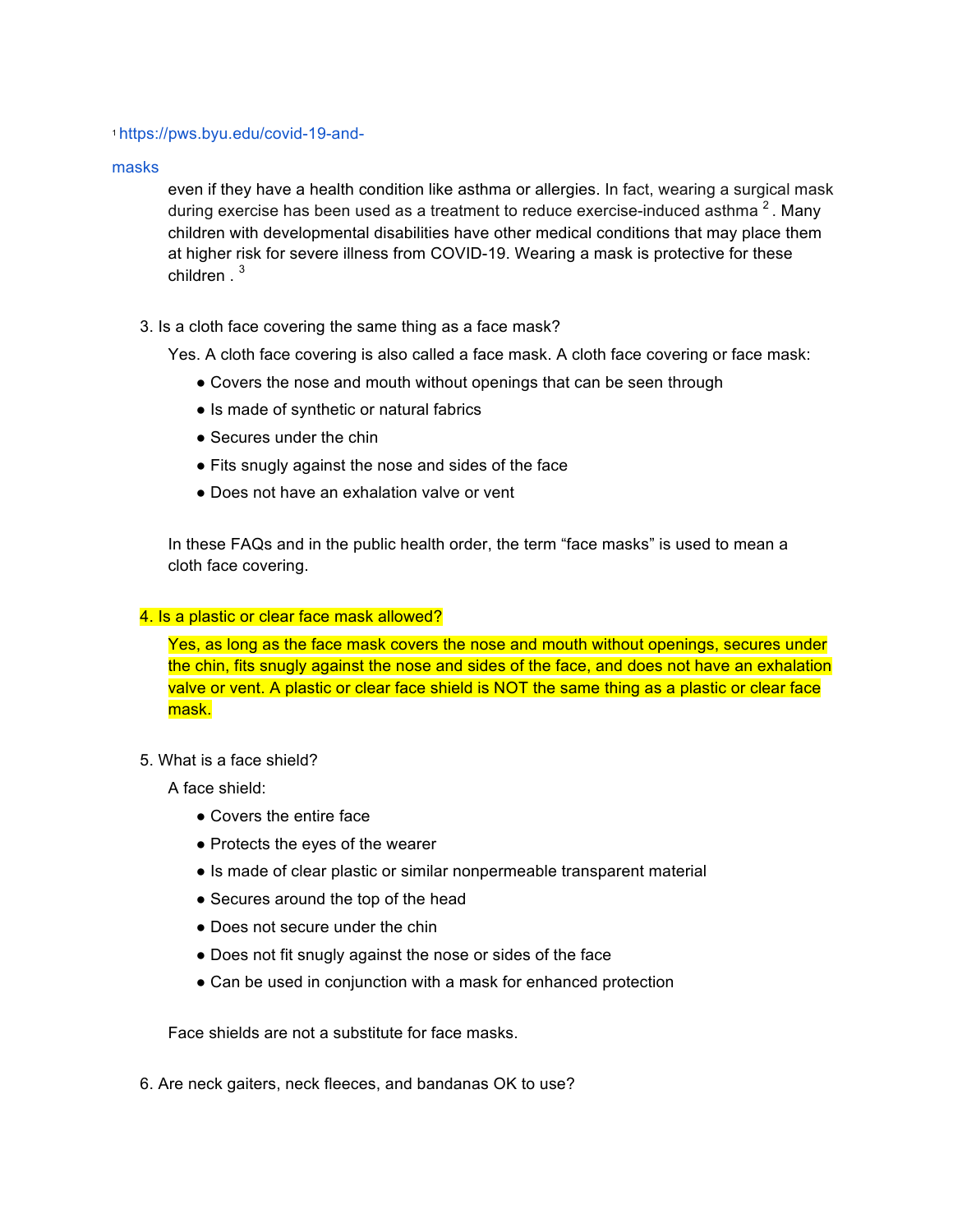[1] https://pws.byu.edu/covid-19-and-masks

even if they have a health condition like asthma or allergies. In fact, wearing a surgical mask during exercise has been used as a treatment to reduce exercise-induced asthma [2]. Many children with developmental disabilities have other medical conditions that may place them at higher risk for severe illness from COVID-19. Wearing a mask is protective for these children . [3]

3. Is a cloth face covering the same thing as a face mask?

   Yes. A cloth face covering is also called a face mask. A cloth face covering or face mask:

   - Covers the nose and mouth without openings that can be seen through
   - Is made of synthetic or natural fabrics
   - Secures under the chin
   - Fits snugly against the nose and sides of the face
   - Does not have an exhalation valve or vent

   In these FAQs and in the public health order, the term "face masks" is used to mean a cloth face covering.

4. Is a plastic or clear face mask allowed?

   Yes, as long as the face mask covers the nose and mouth without openings, secures under the chin, fits snugly against the nose and sides of the face, and does not have an exhalation valve or vent. A plastic or clear face shield is NOT the same thing as a plastic or clear face mask.

5. What is a face shield?

   A face shield:

   - Covers the entire face
   - Protects the eyes of the wearer
   - Is made of clear plastic or similar nonpermeable transparent material
   - Secures around the top of the head
   - Does not secure under the chin
   - Does not fit snugly against the nose or sides of the face
   - Can be used in conjunction with a mask for enhanced protection

   Face shields are not a substitute for face masks.

6. Are neck gaiters, neck fleeces, and bandanas OK to use?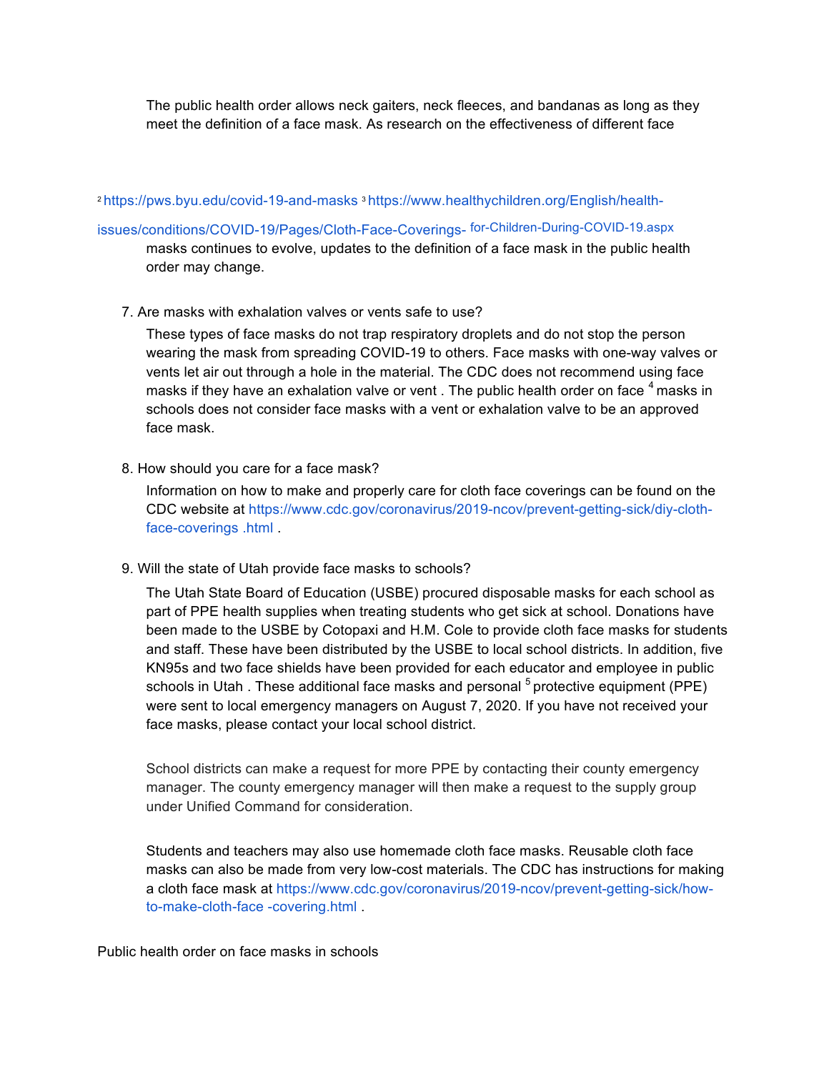The public health order allows neck gaiters, neck fleeces, and bandanas as long as they meet the definition of a face mask. As research on the effectiveness of different face masks continues to evolve, updates to the definition of a face mask in the public health order may change.

[2] https://pws.byu.edu/covid-19-and-masks [3] https://www.healthychildren.org/English/health-issues/conditions/COVID-19/Pages/Cloth-Face-Coverings-for-Children-During-COVID-19.aspx

7. Are masks with exhalation valves or vents safe to use?

   These types of face masks do not trap respiratory droplets and do not stop the person wearing the mask from spreading COVID-19 to others. Face masks with one-way valves or vents let air out through a hole in the material. The CDC does not recommend using face masks if they have an exhalation valve or vent . The public health order on face [4] masks in schools does not consider face masks with a vent or exhalation valve to be an approved face mask.

8. How should you care for a face mask?

   Information on how to make and properly care for cloth face coverings can be found on the CDC website at https://www.cdc.gov/coronavirus/2019-ncov/prevent-getting-sick/diy-cloth-face-coverings .html .

9. Will the state of Utah provide face masks to schools?

   The Utah State Board of Education (USBE) procured disposable masks for each school as part of PPE health supplies when treating students who get sick at school. Donations have been made to the USBE by Cotopaxi and H.M. Cole to provide cloth face masks for students and staff. These have been distributed by the USBE to local school districts. In addition, five KN95s and two face shields have been provided for each educator and employee in public schools in Utah . These additional face masks and personal [5] protective equipment (PPE) were sent to local emergency managers on August 7, 2020. If you have not received your face masks, please contact your local school district.

   School districts can make a request for more PPE by contacting their county emergency manager. The county emergency manager will then make a request to the supply group under Unified Command for consideration.

   Students and teachers may also use homemade cloth face masks. Reusable cloth face masks can also be made from very low-cost materials. The CDC has instructions for making a cloth face mask at https://www.cdc.gov/coronavirus/2019-ncov/prevent-getting-sick/how-to-make-cloth-face -covering.html .

Public health order on face masks in schools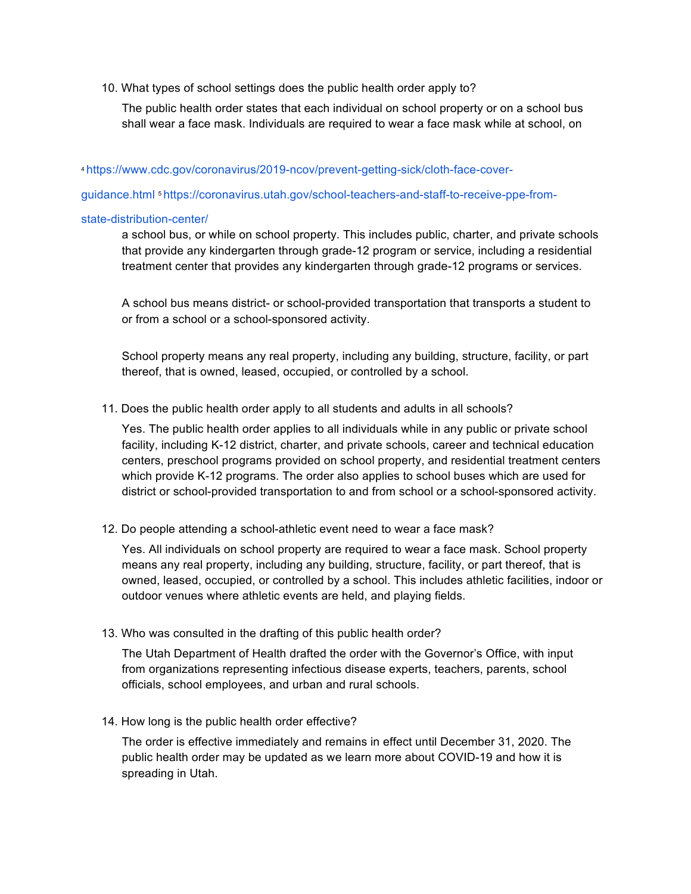10. What types of school settings does the public health order apply to?

    The public health order states that each individual on school property or on a school bus shall wear a face mask. Individuals are required to wear a face mask while at school, on a school bus, or while on school property. This includes public, charter, and private schools that provide any kindergarten through grade-12 program or service, including a residential treatment center that provides any kindergarten through grade-12 programs or services.

    A school bus means district- or school-provided transportation that transports a student to or from a school or a school-sponsored activity.

    School property means any real property, including any building, structure, facility, or part thereof, that is owned, leased, occupied, or controlled by a school.

11. Does the public health order apply to all students and adults in all schools?

    Yes. The public health order applies to all individuals while in any public or private school facility, including K-12 district, charter, and private schools, career and technical education centers, preschool programs provided on school property, and residential treatment centers which provide K-12 programs. The order also applies to school buses which are used for district or school-provided transportation to and from school or a school-sponsored activity.

12. Do people attending a school-athletic event need to wear a face mask?

    Yes. All individuals on school property are required to wear a face mask. School property means any real property, including any building, structure, facility, or part thereof, that is owned, leased, occupied, or controlled by a school. This includes athletic facilities, indoor or outdoor venues where athletic events are held, and playing fields.

13. Who was consulted in the drafting of this public health order?

    The Utah Department of Health drafted the order with the Governor's Office, with input from organizations representing infectious disease experts, teachers, parents, school officials, school employees, and urban and rural schools.

14. How long is the public health order effective?

    The order is effective immediately and remains in effect until December 31, 2020. The public health order may be updated as we learn more about COVID-19 and how it is spreading in Utah.

[4] https://www.cdc.gov/coronavirus/2019-ncov/prevent-getting-sick/cloth-face-cover-guidance.html

[5] https://coronavirus.utah.gov/school-teachers-and-staff-to-receive-ppe-from-state-distribution-center/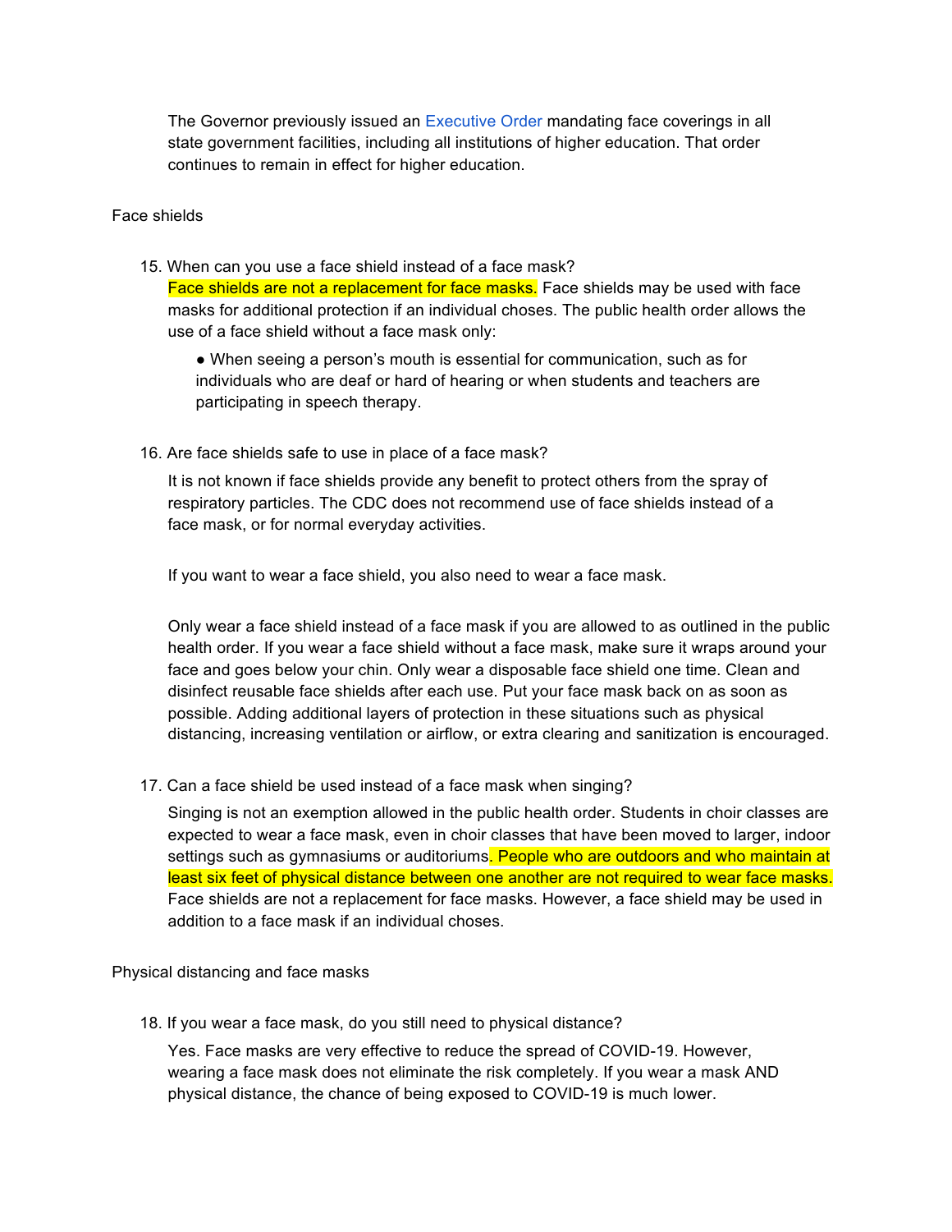The Governor previously issued an Executive Order mandating face coverings in all state government facilities, including all institutions of higher education. That order continues to remain in effect for higher education.

## Face shields

15. When can you use a face shield instead of a face mask?

    Face shields are not a replacement for face masks. Face shields may be used with face masks for additional protection if an individual choses. The public health order allows the use of a face shield without a face mask only:

    - When seeing a person's mouth is essential for communication, such as for individuals who are deaf or hard of hearing or when students and teachers are participating in speech therapy.

16. Are face shields safe to use in place of a face mask?

    It is not known if face shields provide any benefit to protect others from the spray of respiratory particles. The CDC does not recommend use of face shields instead of a face mask, or for normal everyday activities.

    If you want to wear a face shield, you also need to wear a face mask.

    Only wear a face shield instead of a face mask if you are allowed to as outlined in the public health order. If you wear a face shield without a face mask, make sure it wraps around your face and goes below your chin. Only wear a disposable face shield one time. Clean and disinfect reusable face shields after each use. Put your face mask back on as soon as possible. Adding additional layers of protection in these situations such as physical distancing, increasing ventilation or airflow, or extra clearing and sanitization is encouraged.

17. Can a face shield be used instead of a face mask when singing?

    Singing is not an exemption allowed in the public health order. Students in choir classes are expected to wear a face mask, even in choir classes that have been moved to larger, indoor settings such as gymnasiums or auditoriums. People who are outdoors and who maintain at least six feet of physical distance between one another are not required to wear face masks. Face shields are not a replacement for face masks. However, a face shield may be used in addition to a face mask if an individual choses.

## Physical distancing and face masks

18. If you wear a face mask, do you still need to physical distance?

    Yes. Face masks are very effective to reduce the spread of COVID-19. However, wearing a face mask does not eliminate the risk completely. If you wear a mask AND physical distance, the chance of being exposed to COVID-19 is much lower.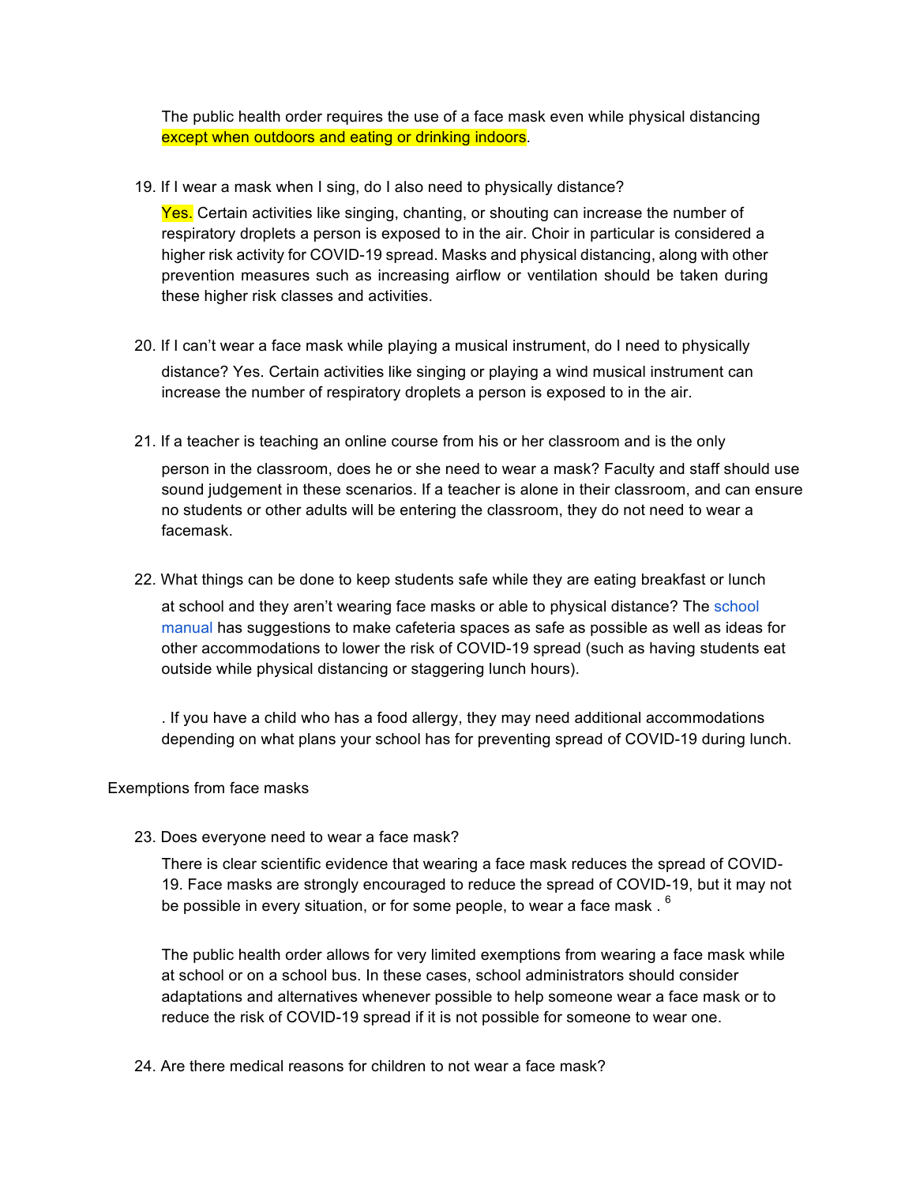The public health order requires the use of a face mask even while physical distancing except when outdoors and eating or drinking indoors.

19. If I wear a mask when I sing, do I also need to physically distance?

    Yes. Certain activities like singing, chanting, or shouting can increase the number of respiratory droplets a person is exposed to in the air. Choir in particular is considered a higher risk activity for COVID-19 spread. Masks and physical distancing, along with other prevention measures such as increasing airflow or ventilation should be taken during these higher risk classes and activities.

20. If I can't wear a face mask while playing a musical instrument, do I need to physically distance? Yes. Certain activities like singing or playing a wind musical instrument can increase the number of respiratory droplets a person is exposed to in the air.

21. If a teacher is teaching an online course from his or her classroom and is the only person in the classroom, does he or she need to wear a mask? Faculty and staff should use sound judgement in these scenarios. If a teacher is alone in their classroom, and can ensure no students or other adults will be entering the classroom, they do not need to wear a facemask.

22. What things can be done to keep students safe while they are eating breakfast or lunch at school and they aren't wearing face masks or able to physical distance? The school manual has suggestions to make cafeteria spaces as safe as possible as well as ideas for other accommodations to lower the risk of COVID-19 spread (such as having students eat outside while physical distancing or staggering lunch hours).

    . If you have a child who has a food allergy, they may need additional accommodations depending on what plans your school has for preventing spread of COVID-19 during lunch.

Exemptions from face masks

23. Does everyone need to wear a face mask?

    There is clear scientific evidence that wearing a face mask reduces the spread of COVID-19. Face masks are strongly encouraged to reduce the spread of COVID-19, but it may not be possible in every situation, or for some people, to wear a face mask . [6]

    The public health order allows for very limited exemptions from wearing a face mask while at school or on a school bus. In these cases, school administrators should consider adaptations and alternatives whenever possible to help someone wear a face mask or to reduce the risk of COVID-19 spread if it is not possible for someone to wear one.

24. Are there medical reasons for children to not wear a face mask?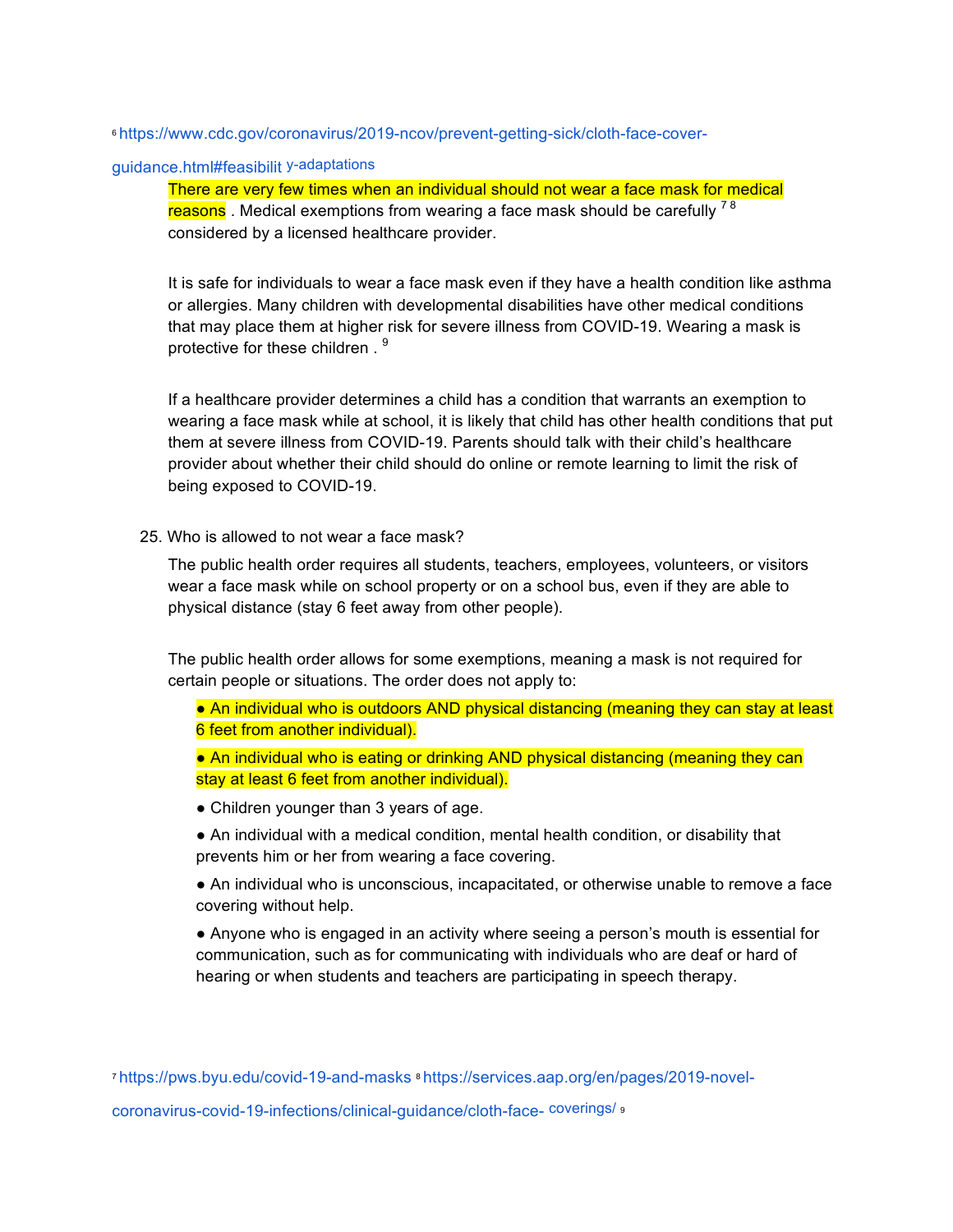[6] https://www.cdc.gov/coronavirus/2019-ncov/prevent-getting-sick/cloth-face-cover-guidance.html#feasibility-adaptations

There are very few times when an individual should not wear a face mask for medical reasons . Medical exemptions from wearing a face mask should be carefully [7] [8] considered by a licensed healthcare provider.

It is safe for individuals to wear a face mask even if they have a health condition like asthma or allergies. Many children with developmental disabilities have other medical conditions that may place them at higher risk for severe illness from COVID-19. Wearing a mask is protective for these children . [9]

If a healthcare provider determines a child has a condition that warrants an exemption to wearing a face mask while at school, it is likely that child has other health conditions that put them at severe illness from COVID-19. Parents should talk with their child's healthcare provider about whether their child should do online or remote learning to limit the risk of being exposed to COVID-19.

25. Who is allowed to not wear a face mask?

The public health order requires all students, teachers, employees, volunteers, or visitors wear a face mask while on school property or on a school bus, even if they are able to physical distance (stay 6 feet away from other people).

The public health order allows for some exemptions, meaning a mask is not required for certain people or situations. The order does not apply to:

- An individual who is outdoors AND physical distancing (meaning they can stay at least 6 feet from another individual).
- An individual who is eating or drinking AND physical distancing (meaning they can stay at least 6 feet from another individual).
- Children younger than 3 years of age.
- An individual with a medical condition, mental health condition, or disability that prevents him or her from wearing a face covering.
- An individual who is unconscious, incapacitated, or otherwise unable to remove a face covering without help.
- Anyone who is engaged in an activity where seeing a person's mouth is essential for communication, such as for communicating with individuals who are deaf or hard of hearing or when students and teachers are participating in speech therapy.

[7] https://pws.byu.edu/covid-19-and-masks [8] https://services.aap.org/en/pages/2019-novel-coronavirus-covid-19-infections/clinical-guidance/cloth-face-coverings/ [9]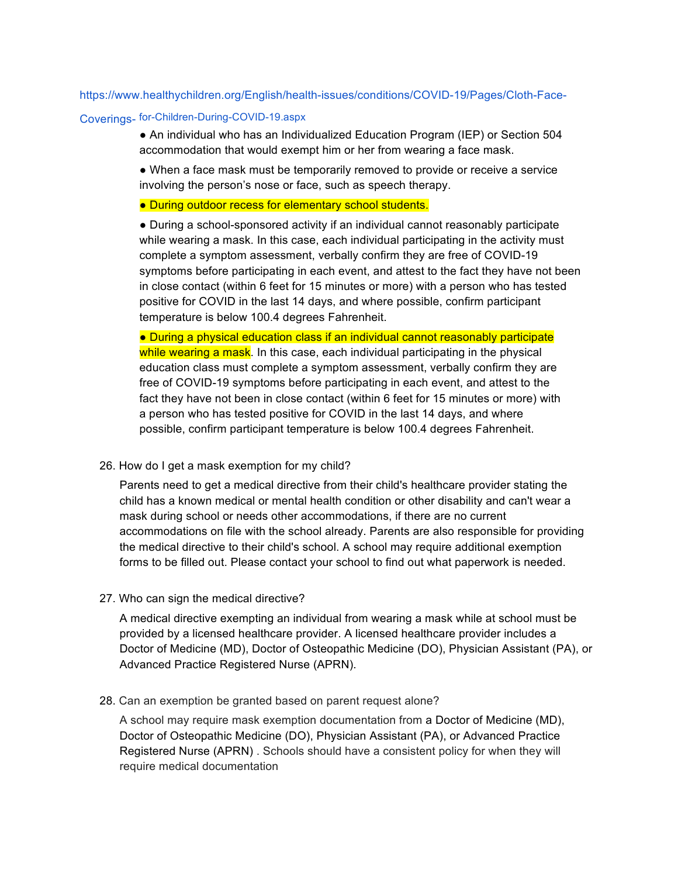https://www.healthychildren.org/English/health-issues/conditions/COVID-19/Pages/Cloth-Face-Coverings-for-Children-During-COVID-19.aspx

- An individual who has an Individualized Education Program (IEP) or Section 504 accommodation that would exempt him or her from wearing a face mask.
- When a face mask must be temporarily removed to provide or receive a service involving the person's nose or face, such as speech therapy.
- During outdoor recess for elementary school students.
- During a school-sponsored activity if an individual cannot reasonably participate while wearing a mask. In this case, each individual participating in the activity must complete a symptom assessment, verbally confirm they are free of COVID-19 symptoms before participating in each event, and attest to the fact they have not been in close contact (within 6 feet for 15 minutes or more) with a person who has tested positive for COVID in the last 14 days, and where possible, confirm participant temperature is below 100.4 degrees Fahrenheit.
- During a physical education class if an individual cannot reasonably participate while wearing a mask. In this case, each individual participating in the physical education class must complete a symptom assessment, verbally confirm they are free of COVID-19 symptoms before participating in each event, and attest to the fact they have not been in close contact (within 6 feet for 15 minutes or more) with a person who has tested positive for COVID in the last 14 days, and where possible, confirm participant temperature is below 100.4 degrees Fahrenheit.

26. How do I get a mask exemption for my child?

    Parents need to get a medical directive from their child's healthcare provider stating the child has a known medical or mental health condition or other disability and can't wear a mask during school or needs other accommodations, if there are no current accommodations on file with the school already. Parents are also responsible for providing the medical directive to their child's school. A school may require additional exemption forms to be filled out. Please contact your school to find out what paperwork is needed.

27. Who can sign the medical directive?

    A medical directive exempting an individual from wearing a mask while at school must be provided by a licensed healthcare provider. A licensed healthcare provider includes a Doctor of Medicine (MD), Doctor of Osteopathic Medicine (DO), Physician Assistant (PA), or Advanced Practice Registered Nurse (APRN).

28. Can an exemption be granted based on parent request alone?

    A school may require mask exemption documentation from a Doctor of Medicine (MD), Doctor of Osteopathic Medicine (DO), Physician Assistant (PA), or Advanced Practice Registered Nurse (APRN) . Schools should have a consistent policy for when they will require medical documentation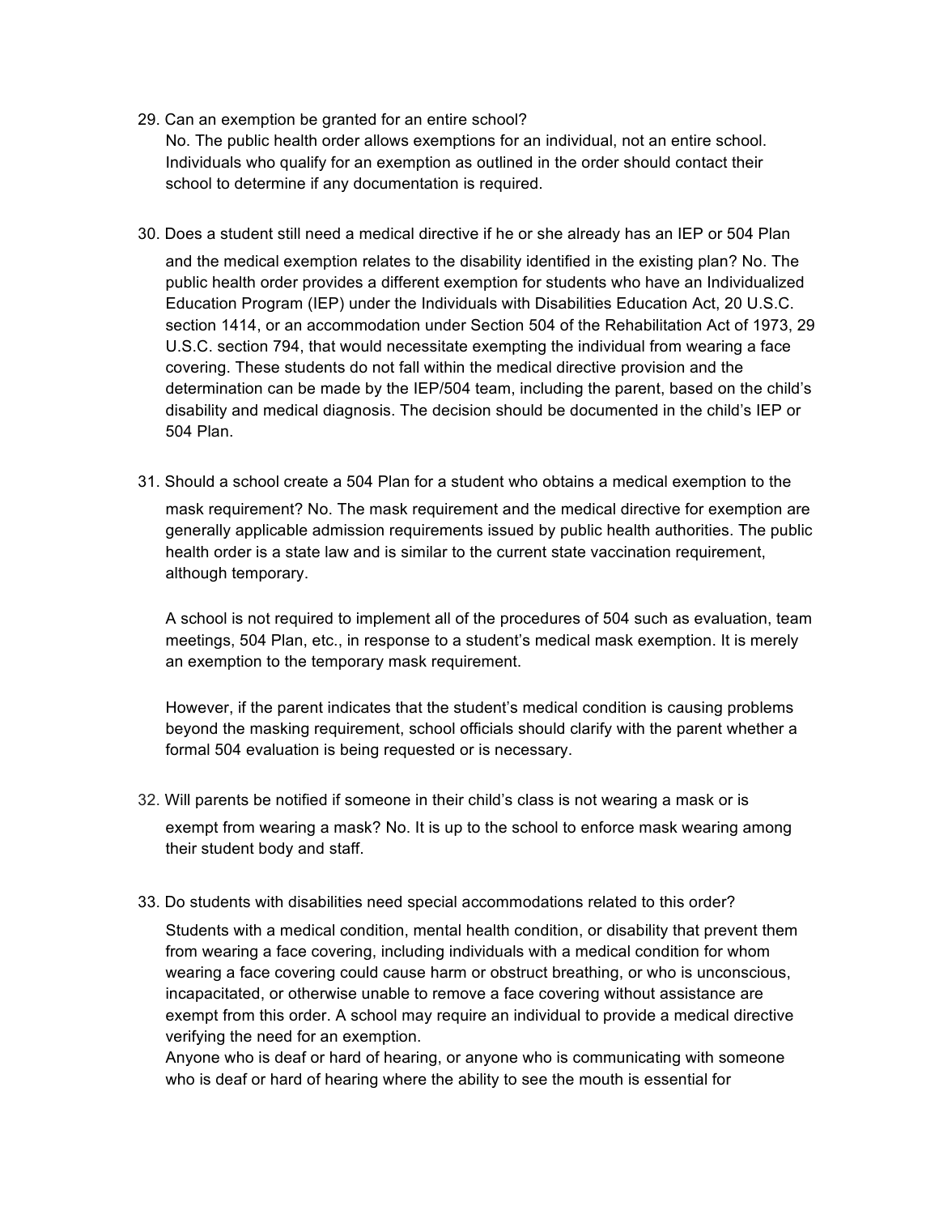29. Can an exemption be granted for an entire school?
    No. The public health order allows exemptions for an individual, not an entire school. Individuals who qualify for an exemption as outlined in the order should contact their school to determine if any documentation is required.

30. Does a student still need a medical directive if he or she already has an IEP or 504 Plan and the medical exemption relates to the disability identified in the existing plan? No. The public health order provides a different exemption for students who have an Individualized Education Program (IEP) under the Individuals with Disabilities Education Act, 20 U.S.C. section 1414, or an accommodation under Section 504 of the Rehabilitation Act of 1973, 29 U.S.C. section 794, that would necessitate exempting the individual from wearing a face covering. These students do not fall within the medical directive provision and the determination can be made by the IEP/504 team, including the parent, based on the child's disability and medical diagnosis. The decision should be documented in the child's IEP or 504 Plan.

31. Should a school create a 504 Plan for a student who obtains a medical exemption to the mask requirement? No. The mask requirement and the medical directive for exemption are generally applicable admission requirements issued by public health authorities. The public health order is a state law and is similar to the current state vaccination requirement, although temporary.

    A school is not required to implement all of the procedures of 504 such as evaluation, team meetings, 504 Plan, etc., in response to a student's medical mask exemption. It is merely an exemption to the temporary mask requirement.

    However, if the parent indicates that the student's medical condition is causing problems beyond the masking requirement, school officials should clarify with the parent whether a formal 504 evaluation is being requested or is necessary.

32. Will parents be notified if someone in their child's class is not wearing a mask or is exempt from wearing a mask? No. It is up to the school to enforce mask wearing among their student body and staff.

33. Do students with disabilities need special accommodations related to this order?
    Students with a medical condition, mental health condition, or disability that prevent them from wearing a face covering, including individuals with a medical condition for whom wearing a face covering could cause harm or obstruct breathing, or who is unconscious, incapacitated, or otherwise unable to remove a face covering without assistance are exempt from this order. A school may require an individual to provide a medical directive verifying the need for an exemption.
    Anyone who is deaf or hard of hearing, or anyone who is communicating with someone who is deaf or hard of hearing where the ability to see the mouth is essential for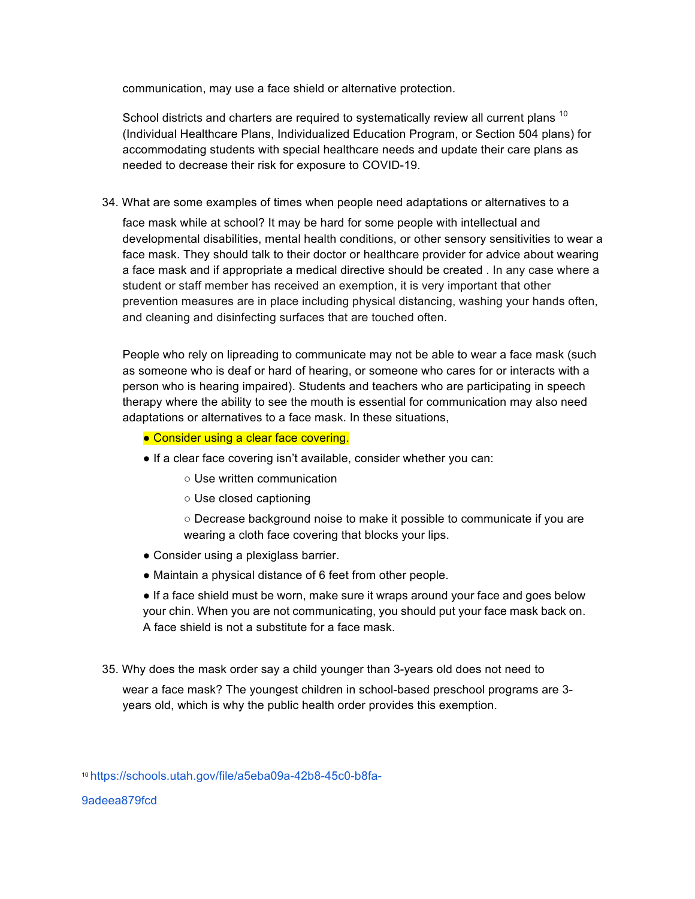communication, may use a face shield or alternative protection.

School districts and charters are required to systematically review all current plans [10] (Individual Healthcare Plans, Individualized Education Program, or Section 504 plans) for accommodating students with special healthcare needs and update their care plans as needed to decrease their risk for exposure to COVID-19.

34. What are some examples of times when people need adaptations or alternatives to a face mask while at school? It may be hard for some people with intellectual and developmental disabilities, mental health conditions, or other sensory sensitivities to wear a face mask. They should talk to their doctor or healthcare provider for advice about wearing a face mask and if appropriate a medical directive should be created . In any case where a student or staff member has received an exemption, it is very important that other prevention measures are in place including physical distancing, washing your hands often, and cleaning and disinfecting surfaces that are touched often.

    People who rely on lipreading to communicate may not be able to wear a face mask (such as someone who is deaf or hard of hearing, or someone who cares for or interacts with a person who is hearing impaired). Students and teachers who are participating in speech therapy where the ability to see the mouth is essential for communication may also need adaptations or alternatives to a face mask. In these situations,

    - Consider using a clear face covering.
    - If a clear face covering isn't available, consider whether you can:
        - Use written communication
        - Use closed captioning
        - Decrease background noise to make it possible to communicate if you are wearing a cloth face covering that blocks your lips.
    - Consider using a plexiglass barrier.
    - Maintain a physical distance of 6 feet from other people.
    - If a face shield must be worn, make sure it wraps around your face and goes below your chin. When you are not communicating, you should put your face mask back on. A face shield is not a substitute for a face mask.

35. Why does the mask order say a child younger than 3-years old does not need to wear a face mask? The youngest children in school-based preschool programs are 3-years old, which is why the public health order provides this exemption.

[10] https://schools.utah.gov/file/a5eba09a-42b8-45c0-b8fa-9adeea879fcd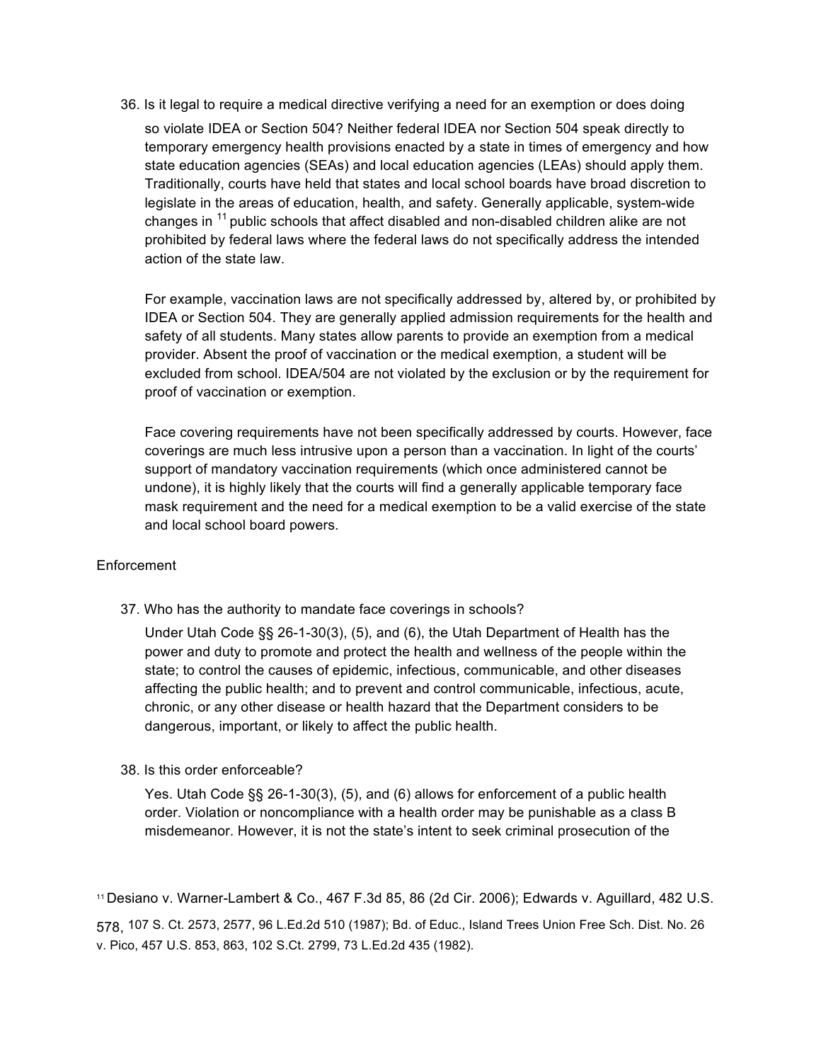36. Is it legal to require a medical directive verifying a need for an exemption or does doing so violate IDEA or Section 504? Neither federal IDEA nor Section 504 speak directly to temporary emergency health provisions enacted by a state in times of emergency and how state education agencies (SEAs) and local education agencies (LEAs) should apply them. Traditionally, courts have held that states and local school boards have broad discretion to legislate in the areas of education, health, and safety. Generally applicable, system-wide changes in [11] public schools that affect disabled and non-disabled children alike are not prohibited by federal laws where the federal laws do not specifically address the intended action of the state law.

    For example, vaccination laws are not specifically addressed by, altered by, or prohibited by IDEA or Section 504. They are generally applied admission requirements for the health and safety of all students. Many states allow parents to provide an exemption from a medical provider. Absent the proof of vaccination or the medical exemption, a student will be excluded from school. IDEA/504 are not violated by the exclusion or by the requirement for proof of vaccination or exemption.

    Face covering requirements have not been specifically addressed by courts. However, face coverings are much less intrusive upon a person than a vaccination. In light of the courts' support of mandatory vaccination requirements (which once administered cannot be undone), it is highly likely that the courts will find a generally applicable temporary face mask requirement and the need for a medical exemption to be a valid exercise of the state and local school board powers.

Enforcement

37. Who has the authority to mandate face coverings in schools?

    Under Utah Code §§ 26-1-30(3), (5), and (6), the Utah Department of Health has the power and duty to promote and protect the health and wellness of the people within the state; to control the causes of epidemic, infectious, communicable, and other diseases affecting the public health; and to prevent and control communicable, infectious, acute, chronic, or any other disease or health hazard that the Department considers to be dangerous, important, or likely to affect the public health.

38. Is this order enforceable?

    Yes. Utah Code §§ 26-1-30(3), (5), and (6) allows for enforcement of a public health order. Violation or noncompliance with a health order may be punishable as a class B misdemeanor. However, it is not the state's intent to seek criminal prosecution of the

[11] Desiano v. Warner-Lambert & Co., 467 F.3d 85, 86 (2d Cir. 2006); Edwards v. Aguillard, 482 U.S. 578, 107 S. Ct. 2573, 2577, 96 L.Ed.2d 510 (1987); Bd. of Educ., Island Trees Union Free Sch. Dist. No. 26 v. Pico, 457 U.S. 853, 863, 102 S.Ct. 2799, 73 L.Ed.2d 435 (1982).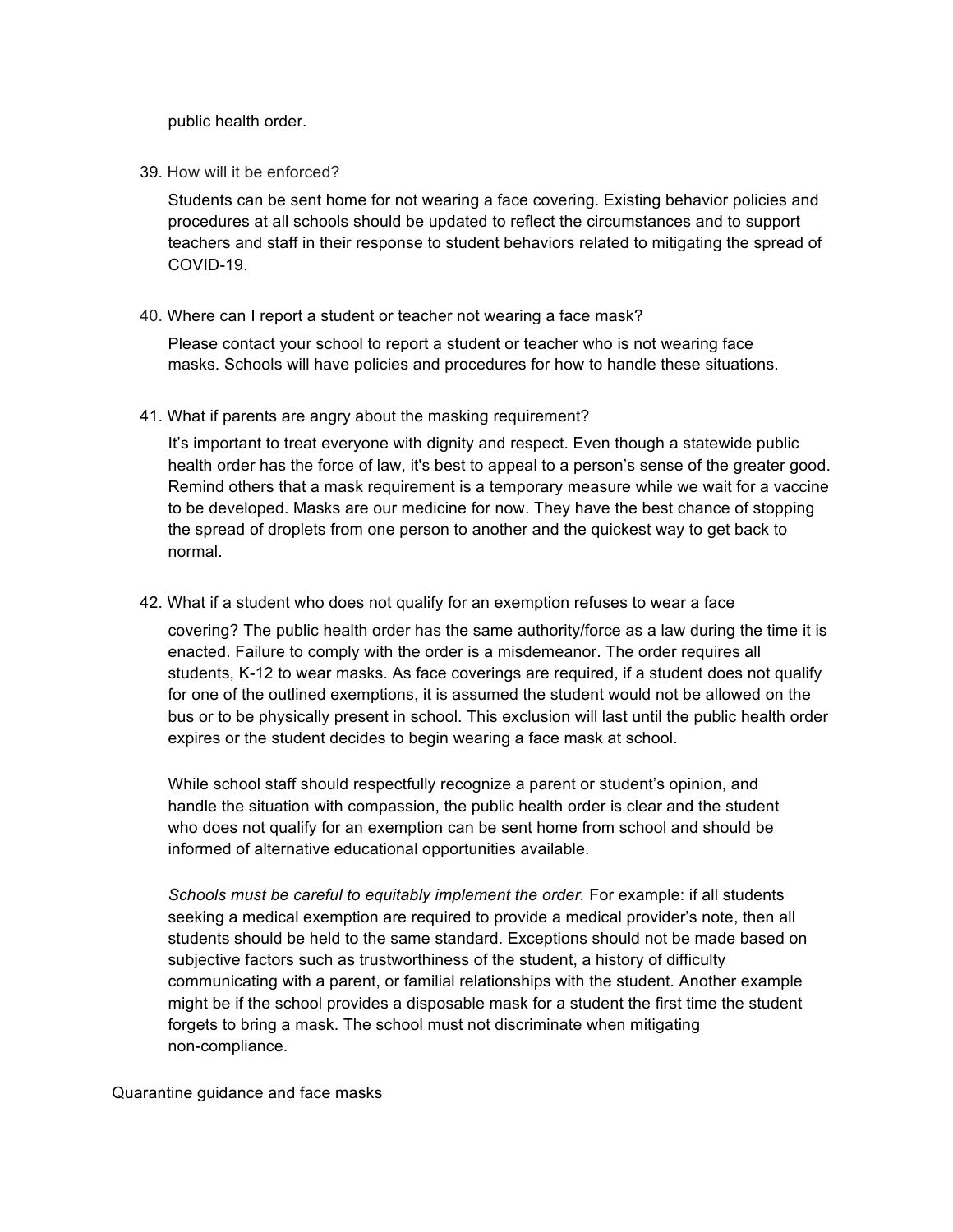public health order.

39. How will it be enforced?

    Students can be sent home for not wearing a face covering. Existing behavior policies and procedures at all schools should be updated to reflect the circumstances and to support teachers and staff in their response to student behaviors related to mitigating the spread of COVID-19.

40. Where can I report a student or teacher not wearing a face mask?

    Please contact your school to report a student or teacher who is not wearing face masks. Schools will have policies and procedures for how to handle these situations.

41. What if parents are angry about the masking requirement?

    It's important to treat everyone with dignity and respect. Even though a statewide public health order has the force of law, it's best to appeal to a person's sense of the greater good. Remind others that a mask requirement is a temporary measure while we wait for a vaccine to be developed. Masks are our medicine for now. They have the best chance of stopping the spread of droplets from one person to another and the quickest way to get back to normal.

42. What if a student who does not qualify for an exemption refuses to wear a face covering? The public health order has the same authority/force as a law during the time it is enacted. Failure to comply with the order is a misdemeanor. The order requires all students, K-12 to wear masks. As face coverings are required, if a student does not qualify for one of the outlined exemptions, it is assumed the student would not be allowed on the bus or to be physically present in school. This exclusion will last until the public health order expires or the student decides to begin wearing a face mask at school.

    While school staff should respectfully recognize a parent or student's opinion, and handle the situation with compassion, the public health order is clear and the student who does not qualify for an exemption can be sent home from school and should be informed of alternative educational opportunities available.

    *Schools must be careful to equitably implement the order.* For example: if all students seeking a medical exemption are required to provide a medical provider's note, then all students should be held to the same standard. Exceptions should not be made based on subjective factors such as trustworthiness of the student, a history of difficulty communicating with a parent, or familial relationships with the student. Another example might be if the school provides a disposable mask for a student the first time the student forgets to bring a mask. The school must not discriminate when mitigating non-compliance.

Quarantine guidance and face masks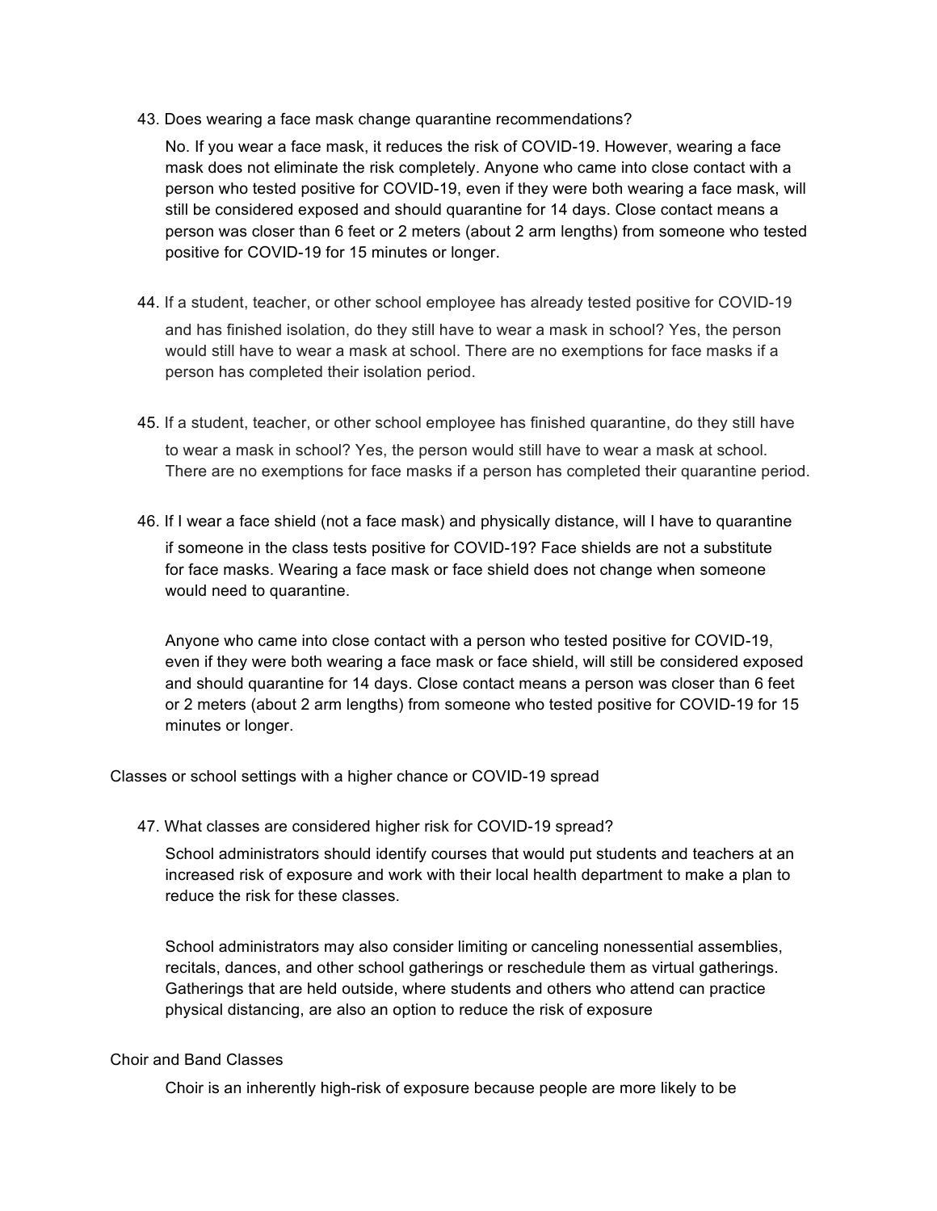43. Does wearing a face mask change quarantine recommendations?

    No. If you wear a face mask, it reduces the risk of COVID-19. However, wearing a face mask does not eliminate the risk completely. Anyone who came into close contact with a person who tested positive for COVID-19, even if they were both wearing a face mask, will still be considered exposed and should quarantine for 14 days. Close contact means a person was closer than 6 feet or 2 meters (about 2 arm lengths) from someone who tested positive for COVID-19 for 15 minutes or longer.

44. If a student, teacher, or other school employee has already tested positive for COVID-19 and has finished isolation, do they still have to wear a mask in school? Yes, the person would still have to wear a mask at school. There are no exemptions for face masks if a person has completed their isolation period.

45. If a student, teacher, or other school employee has finished quarantine, do they still have to wear a mask in school? Yes, the person would still have to wear a mask at school. There are no exemptions for face masks if a person has completed their quarantine period.

46. If I wear a face shield (not a face mask) and physically distance, will I have to quarantine if someone in the class tests positive for COVID-19? Face shields are not a substitute for face masks. Wearing a face mask or face shield does not change when someone would need to quarantine.

    Anyone who came into close contact with a person who tested positive for COVID-19, even if they were both wearing a face mask or face shield, will still be considered exposed and should quarantine for 14 days. Close contact means a person was closer than 6 feet or 2 meters (about 2 arm lengths) from someone who tested positive for COVID-19 for 15 minutes or longer.

Classes or school settings with a higher chance or COVID-19 spread

47. What classes are considered higher risk for COVID-19 spread?

    School administrators should identify courses that would put students and teachers at an increased risk of exposure and work with their local health department to make a plan to reduce the risk for these classes.

    School administrators may also consider limiting or canceling nonessential assemblies, recitals, dances, and other school gatherings or reschedule them as virtual gatherings. Gatherings that are held outside, where students and others who attend can practice physical distancing, are also an option to reduce the risk of exposure

Choir and Band Classes

Choir is an inherently high-risk of exposure because people are more likely to be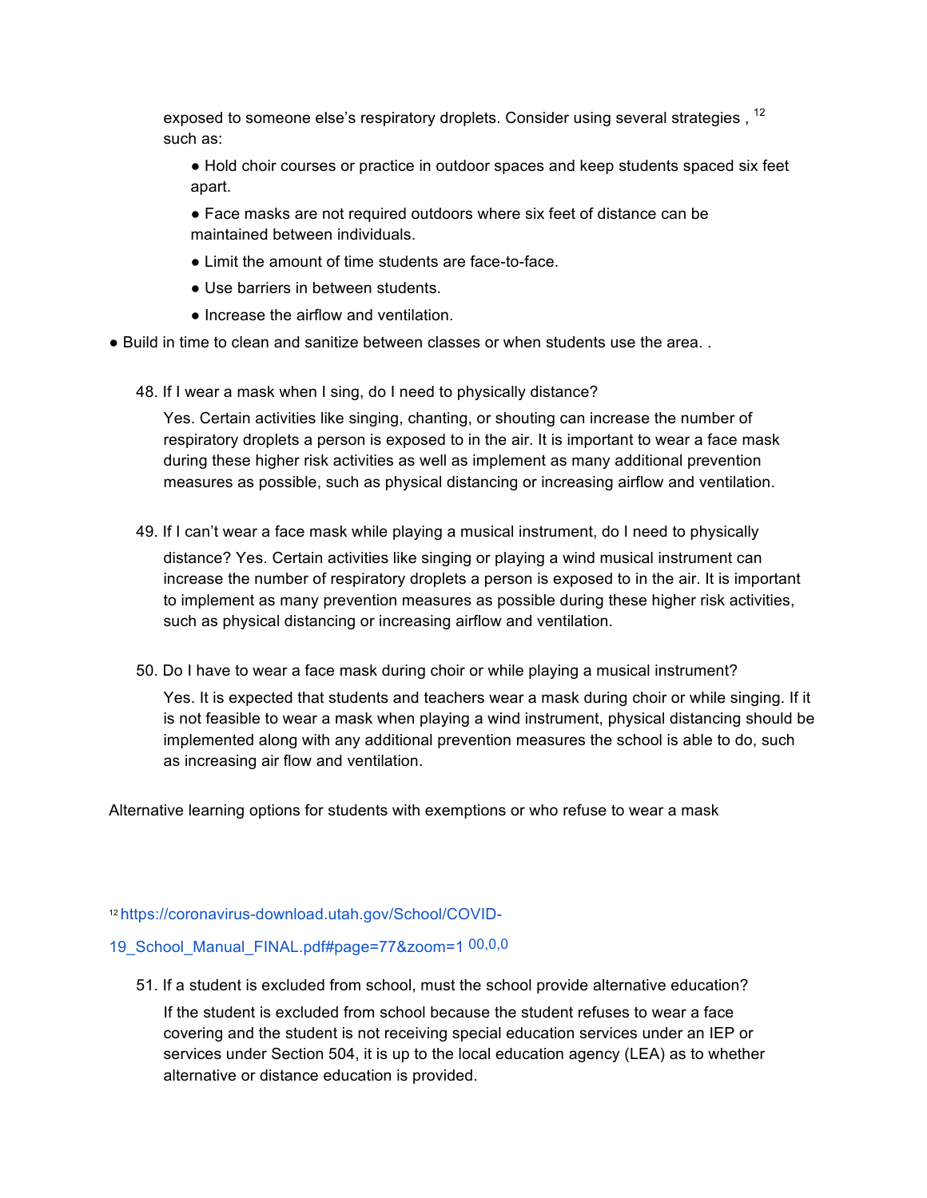exposed to someone else's respiratory droplets. Consider using several strategies ,[12] such as:

- Hold choir courses or practice in outdoor spaces and keep students spaced six feet apart.
- Face masks are not required outdoors where six feet of distance can be maintained between individuals.
- Limit the amount of time students are face-to-face.
- Use barriers in between students.
- Increase the airflow and ventilation.

- Build in time to clean and sanitize between classes or when students use the area. .

48. If I wear a mask when I sing, do I need to physically distance?

    Yes. Certain activities like singing, chanting, or shouting can increase the number of respiratory droplets a person is exposed to in the air. It is important to wear a face mask during these higher risk activities as well as implement as many additional prevention measures as possible, such as physical distancing or increasing airflow and ventilation.

49. If I can't wear a face mask while playing a musical instrument, do I need to physically distance? Yes. Certain activities like singing or playing a wind musical instrument can increase the number of respiratory droplets a person is exposed to in the air. It is important to implement as many prevention measures as possible during these higher risk activities, such as physical distancing or increasing airflow and ventilation.

50. Do I have to wear a face mask during choir or while playing a musical instrument?

    Yes. It is expected that students and teachers wear a mask during choir or while singing. If it is not feasible to wear a mask when playing a wind instrument, physical distancing should be implemented along with any additional prevention measures the school is able to do, such as increasing air flow and ventilation.

Alternative learning options for students with exemptions or who refuse to wear a mask

[12] https://coronavirus-download.utah.gov/School/COVID-19_School_Manual_FINAL.pdf#page=77&zoom=1 00,0,0

51. If a student is excluded from school, must the school provide alternative education?

    If the student is excluded from school because the student refuses to wear a face covering and the student is not receiving special education services under an IEP or services under Section 504, it is up to the local education agency (LEA) as to whether alternative or distance education is provided.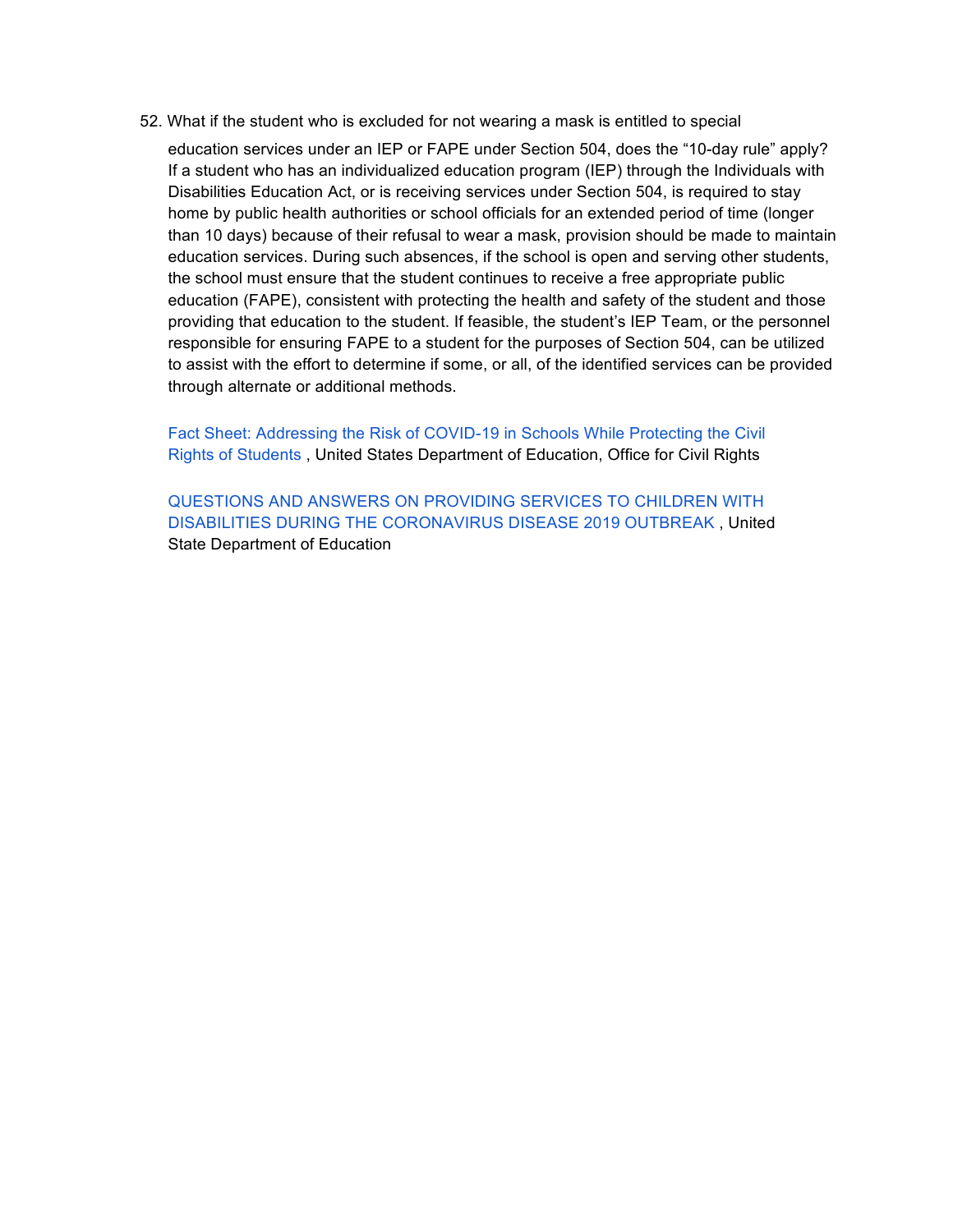52. What if the student who is excluded for not wearing a mask is entitled to special education services under an IEP or FAPE under Section 504, does the “10-day rule” apply?

    If a student who has an individualized education program (IEP) through the Individuals with Disabilities Education Act, or is receiving services under Section 504, is required to stay home by public health authorities or school officials for an extended period of time (longer than 10 days) because of their refusal to wear a mask, provision should be made to maintain education services. During such absences, if the school is open and serving other students, the school must ensure that the student continues to receive a free appropriate public education (FAPE), consistent with protecting the health and safety of the student and those providing that education to the student. If feasible, the student’s IEP Team, or the personnel responsible for ensuring FAPE to a student for the purposes of Section 504, can be utilized to assist with the effort to determine if some, or all, of the identified services can be provided through alternate or additional methods.

    Fact Sheet: Addressing the Risk of COVID-19 in Schools While Protecting the Civil Rights of Students , United States Department of Education, Office for Civil Rights

    QUESTIONS AND ANSWERS ON PROVIDING SERVICES TO CHILDREN WITH DISABILITIES DURING THE CORONAVIRUS DISEASE 2019 OUTBREAK , United State Department of Education